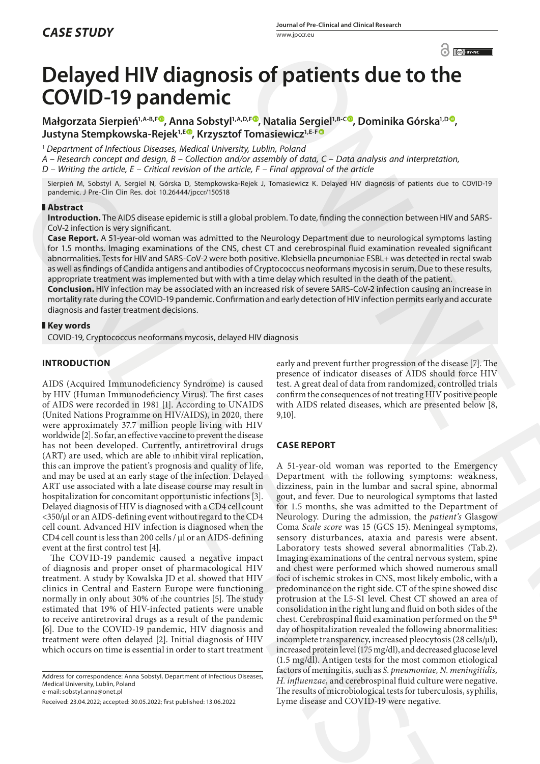*CASE STUDY*

# Delayed HIV diagnosis of patients due to the COVID-19 pandemic

**Małgorzata Sierpień[1,A-B,F], Anna Sobstyl[1,A,D,F], Natalia Sergiel[1,B-C], Dominika Górska[1,D], Justyna Stempkowska-Rejek[1,E], Krzysztof Tomasiewicz[1,E-F]**

[1] *Department of Infectious Diseases, Medical University, Lublin, Poland*

*A – Research concept and design, B – Collection and/or assembly of data, C – Data analysis and interpretation, D – Writing the article, E – Critical revision of the article, F – Final approval of the article*

Sierpień M, Sobstyl A, Sergiel N, Górska D, Stempkowska-Rejek J, Tomasiewicz K. Delayed HIV diagnosis of patients due to COVID-19 pandemic. J Pre-Clin Clin Res. doi: 10.26444/jpccr/150518

## Abstract

**Introduction.** The AIDS disease epidemic is still a global problem. To date, finding the connection between HIV and SARS-CoV-2 infection is very significant.

**Case Report.** A 51-year-old woman was admitted to the Neurology Department due to neurological symptoms lasting for 1.5 months. Imaging examinations of the CNS, chest CT and cerebrospinal fluid examination revealed significant abnormalities. Tests for HIV and SARS-CoV-2 were both positive. Klebsiella pneumoniae ESBL+ was detected in rectal swab as well as findings of Candida antigens and antibodies of Cryptococcus neoformans mycosis in serum. Due to these results, appropriate treatment was implemented but with a time delay which resulted in the death of the patient.

**Conclusion.** HIV infection may be associated with an increased risk of severe SARS-CoV-2 infection causing an increase in mortality rate during the COVID-19 pandemic. Confirmation and early detection of HIV infection permits early and accurate diagnosis and faster treatment decisions.

## Key words

COVID-19, Cryptococcus neoformans mycosis, delayed HIV diagnosis

## INTRODUCTION

AIDS (Acquired Immunodeficiency Syndrome) is caused by HIV (Human Immunodeficiency Virus). The first cases of AIDS were recorded in 1981 [1]. According to UNAIDS (United Nations Programme on HIV/AIDS), in 2020, there were approximately 37.7 million people living with HIV worldwide [2]. So far, an effective vaccine to prevent the disease has not been developed. Currently, antiretroviral drugs (ART) are used, which are able to inhibit viral replication, this can improve the patient's prognosis and quality of life, and may be used at an early stage of the infection. Delayed ART use associated with a late disease course may result in hospitalization for concomitant opportunistic infections [3]. Delayed diagnosis of HIV is diagnosed with a CD4 cell count <350/µl or an AIDS-defining event without regard to the CD4 cell count. Advanced HIV infection is diagnosed when the CD4 cell count is less than 200 cells / µl or an AIDS-defining event at the first control test [4].

The COVID-19 pandemic caused a negative impact of diagnosis and proper onset of pharmacological HIV treatment. A study by Kowalska JD et al. showed that HIV clinics in Central and Eastern Europe were functioning normally in only about 30% of the countries [5]. The study estimated that 19% of HIV-infected patients were unable to receive antiretroviral drugs as a result of the pandemic [6]. Due to the COVID-19 pandemic, HIV diagnosis and treatment were often delayed [2]. Initial diagnosis of HIV which occurs on time is essential in order to start treatment early and prevent further progression of the disease [7]. The presence of indicator diseases of AIDS should force HIV test. A great deal of data from randomized, controlled trials confirm the consequences of not treating HIV positive people with AIDS related diseases, which are presented below [8, 9,10].

## CASE REPORT

A 51-year-old woman was reported to the Emergency Department with the following symptoms: weakness, dizziness, pain in the lumbar and sacral spine, abnormal gout, and fever. Due to neurological symptoms that lasted for 1.5 months, she was admitted to the Department of Neurology. During the admission, the *patient's* Glasgow Coma *Scale score* was 15 (GCS 15). Meningeal symptoms, sensory disturbances, ataxia and paresis were absent. Laboratory tests showed several abnormalities (Tab.2). Imaging examinations of the central nervous system, spine and chest were performed which showed numerous small foci of ischemic strokes in CNS, most likely embolic, with a predominance on the right side. CT of the spine showed disc protrusion at the L5-S1 level. Chest CT showed an area of consolidation in the right lung and fluid on both sides of the chest. Cerebrospinal fluid examination performed on the 5th day of hospitalization revealed the following abnormalities: incomplete transparency, increased pleocytosis (28 cells/µl), increased protein level (175 mg/dl), and decreased glucose level (1.5 mg/dl). Antigen tests for the most common etiological factors of meningitis, such as *S. pneumoniae, N. meningitidis, H. influenzae,* and cerebrospinal fluid culture were negative. The results of microbiological tests for tuberculosis, syphilis, Lyme disease and COVID-19 were negative.

Address for correspondence: Anna Sobstyl, Department of Infectious Diseases, Medical University, Lublin, Poland
e-mail: sobstyl.anna@onet.pl

Received: 23.04.2022; accepted: 30.05.2022; first published: 13.06.2022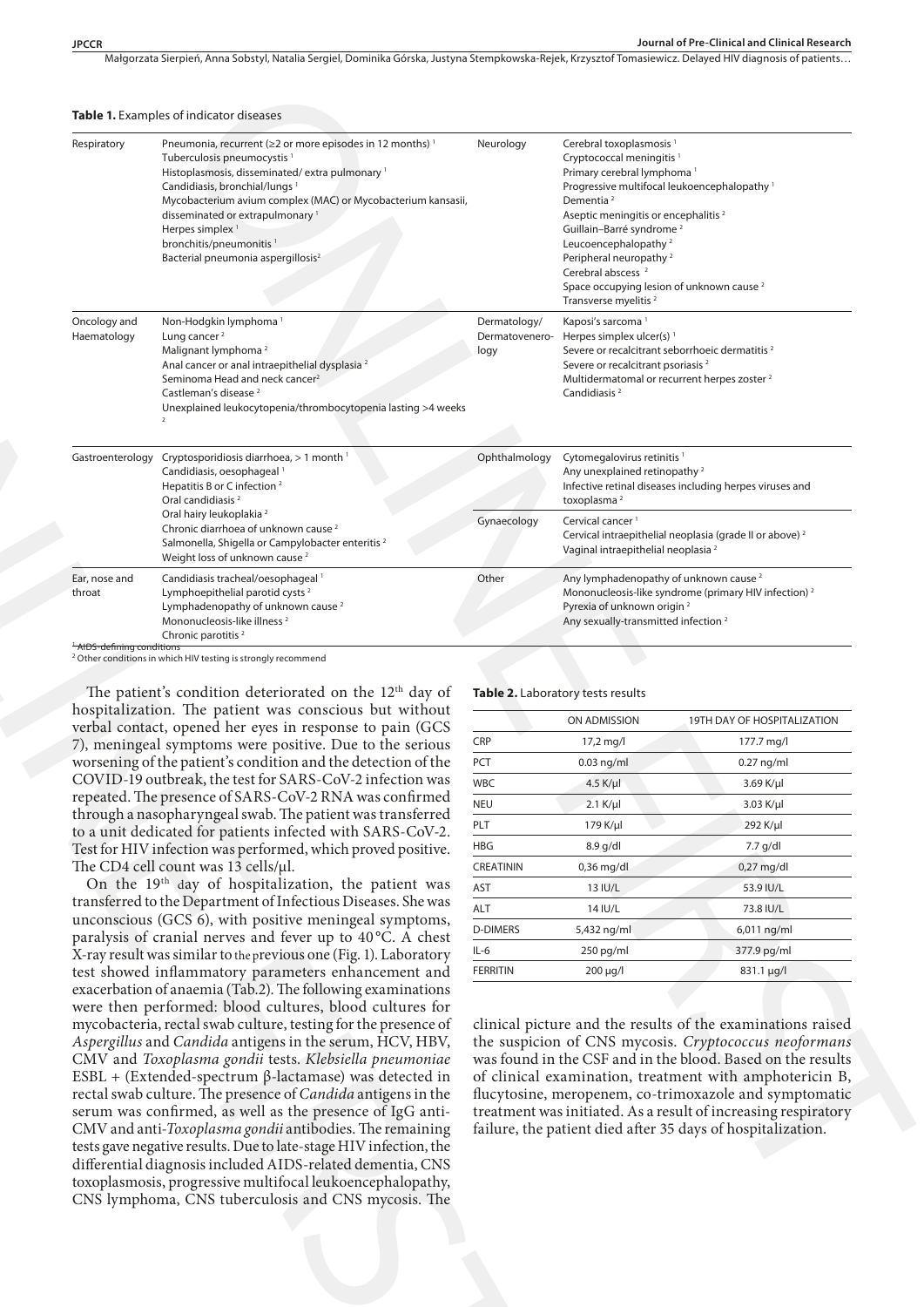**Table 1.** Examples of indicator diseases

| | | | |
|---|---|---|---|
| Respiratory | Pneumonia, recurrent (≥2 or more episodes in 12 months) [1]<br>Tuberculosis pneumocystis [1]<br>Histoplasmosis, disseminated/ extra pulmonary [1]<br>Candidiasis, bronchial/lungs [1]<br>Mycobacterium avium complex (MAC) or Mycobacterium kansasii, disseminated or extrapulmonary [1]<br>Herpes simplex [1]<br>bronchitis/pneumonitis [1]<br>Bacterial pneumonia aspergillosis[2] | Neurology | Cerebral toxoplasmosis [1]<br>Cryptococcal meningitis [1]<br>Primary cerebral lymphoma [1]<br>Progressive multifocal leukoencephalopathy [1]<br>Dementia [2]<br>Aseptic meningitis or encephalitis [2]<br>Guillain–Barré syndrome [2]<br>Leucoencephalopathy [2]<br>Peripheral neuropathy [2]<br>Cerebral abscess [2]<br>Space occupying lesion of unknown cause [2]<br>Transverse myelitis [2] |
| Oncology and Haematology | Non-Hodgkin lymphoma [1]<br>Lung cancer [2]<br>Malignant lymphoma [2]<br>Anal cancer or anal intraepithelial dysplasia [2]<br>Seminoma Head and neck cancer[2]<br>Castleman's disease [2]<br>Unexplained leukocytopenia/thrombocytopenia lasting >4 weeks [2] | Dermatology/ Dermatovenereology | Kaposi's sarcoma [1]<br>Herpes simplex ulcer(s) [1]<br>Severe or recalcitrant seborrhoeic dermatitis [2]<br>Severe or recalcitrant psoriasis [2]<br>Multidermatomal or recurrent herpes zoster [2]<br>Candidiasis [2] |
| Gastroenterology | Cryptosporidiosis diarrhoea, > 1 month [1]<br>Candidiasis, oesophageal [1]<br>Hepatitis B or C infection [2]<br>Oral candidiasis [2]<br>Oral hairy leukoplakia [2]<br>Chronic diarrhoea of unknown cause [2]<br>Salmonella, Shigella or Campylobacter enteritis [2]<br>Weight loss of unknown cause [2] | Ophthalmology | Cytomegalovirus retinitis [1]<br>Any unexplained retinopathy [2]<br>Infective retinal diseases including herpes viruses and toxoplasma [2] |
| | | Gynaecology | Cervical cancer [1]<br>Cervical intraepithelial neoplasia (grade II or above) [2]<br>Vaginal intraepithelial neoplasia [2] |
| Ear, nose and throat | Candidiasis tracheal/oesophageal [1]<br>Lymphoepithelial parotid cysts [2]<br>Lymphadenopathy of unknown cause [2]<br>Mononucleosis-like illness [2]<br>Chronic parotitis [2] | Other | Any lymphadenopathy of unknown cause [2]<br>Mononucleosis-like syndrome (primary HIV infection) [2]<br>Pyrexia of unknown origin [2]<br>Any sexually-transmitted infection [2] |

[1] AIDS-defining conditions
[2] Other conditions in which HIV testing is strongly recommend

The patient's condition deteriorated on the 12th day of hospitalization. The patient was conscious but without verbal contact, opened her eyes in response to pain (GCS 7), meningeal symptoms were positive. Due to the serious worsening of the patient's condition and the detection of the COVID-19 outbreak, the test for SARS-CoV-2 infection was repeated. The presence of SARS-CoV-2 RNA was confirmed through a nasopharyngeal swab. The patient was transferred to a unit dedicated for patients infected with SARS-CoV-2. Test for HIV infection was performed, which proved positive. The CD4 cell count was 13 cells/µl.

On the 19th day of hospitalization, the patient was transferred to the Department of Infectious Diseases. She was unconscious (GCS 6), with positive meningeal symptoms, paralysis of cranial nerves and fever up to 40 °C. A chest X-ray result was similar to the previous one (Fig. 1). Laboratory test showed inflammatory parameters enhancement and exacerbation of anaemia (Tab.2). The following examinations were then performed: blood cultures, blood cultures for mycobacteria, rectal swab culture, testing for the presence of *Aspergillus* and *Candida* antigens in the serum, HCV, HBV, CMV and *Toxoplasma gondii* tests. *Klebsiella pneumoniae* ESBL + (Extended-spectrum β-lactamase) was detected in rectal swab culture. The presence of *Candida* antigens in the serum was confirmed, as well as the presence of IgG anti-CMV and anti-*Toxoplasma gondii* antibodies. The remaining tests gave negative results. Due to late-stage HIV infection, the differential diagnosis included AIDS-related dementia, CNS toxoplasmosis, progressive multifocal leukoencephalopathy, CNS lymphoma, CNS tuberculosis and CNS mycosis. The clinical picture and the results of the examinations raised the suspicion of CNS mycosis. *Cryptococcus neoformans* was found in the CSF and in the blood. Based on the results of clinical examination, treatment with amphotericin B, flucytosine, meropenem, co-trimoxazole and symptomatic treatment was initiated. As a result of increasing respiratory failure, the patient died after 35 days of hospitalization.

**Table 2.** Laboratory tests results

| | ON ADMISSION | 19TH DAY OF HOSPITALIZATION |
|---|---|---|
| CRP | 17,2 mg/l | 177.7 mg/l |
| PCT | 0.03 ng/ml | 0.27 ng/ml |
| WBC | 4.5 K/µl | 3.69 K/µl |
| NEU | 2.1 K/µl | 3.03 K/µl |
| PLT | 179 K/µl | 292 K/µl |
| HBG | 8.9 g/dl | 7.7 g/dl |
| CREATININ | 0,36 mg/dl | 0,27 mg/dl |
| AST | 13 IU/L | 53.9 IU/L |
| ALT | 14 IU/L | 73.8 IU/L |
| D-DIMERS | 5,432 ng/ml | 6,011 ng/ml |
| IL-6 | 250 pg/ml | 377.9 pg/ml |
| FERRITIN | 200 µg/l | 831.1 µg/l |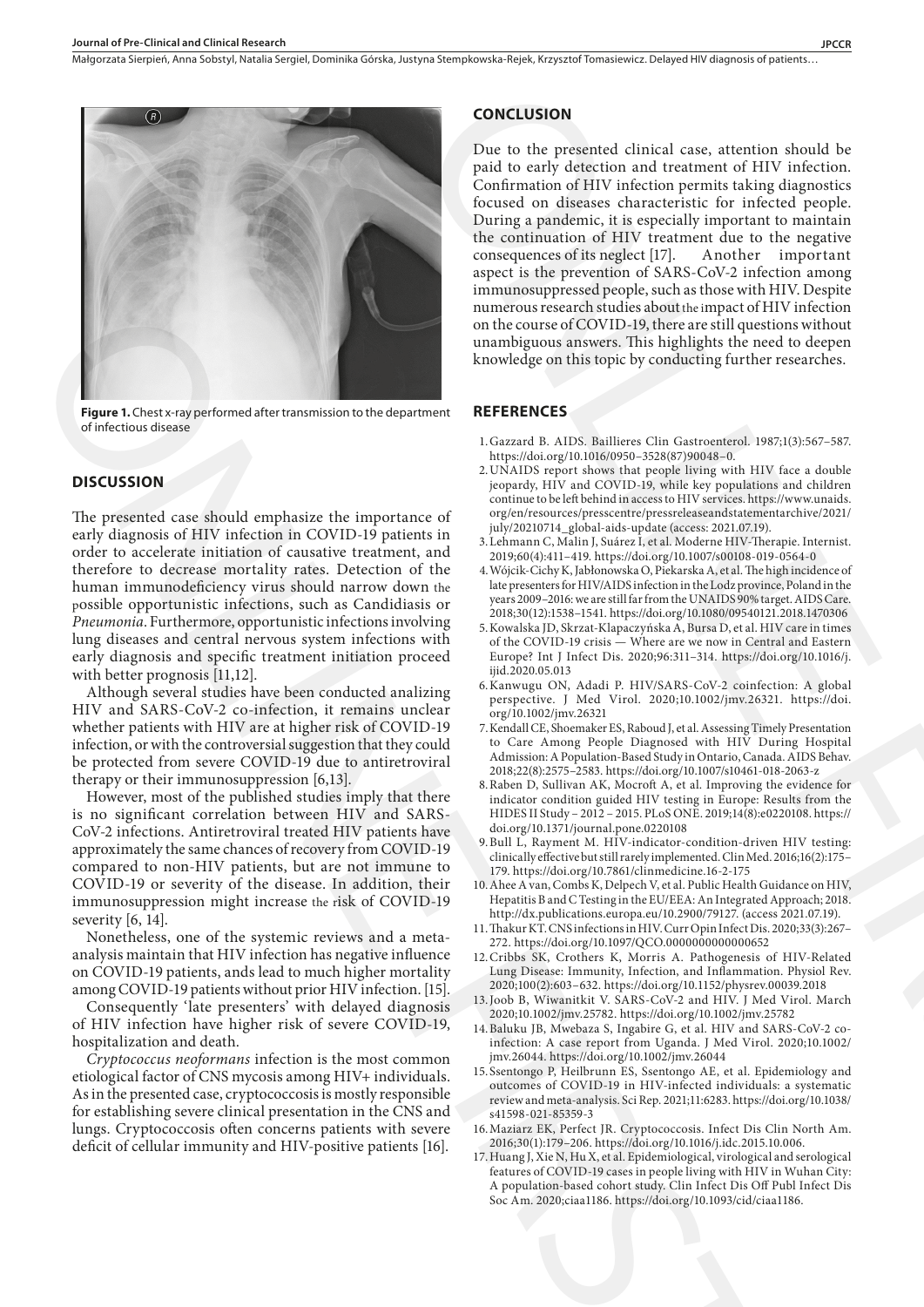Figure 1. Chest x-ray performed after transmission to the department of infectious disease

## DISCUSSION

The presented case should emphasize the importance of early diagnosis of HIV infection in COVID-19 patients in order to accelerate initiation of causative treatment, and therefore to decrease mortality rates. Detection of the human immunodeficiency virus should narrow down the possible opportunistic infections, such as Candidiasis or *Pneumonia*. Furthermore, opportunistic infections involving lung diseases and central nervous system infections with early diagnosis and specific treatment initiation proceed with better prognosis [11,12].

Although several studies have been conducted analizing HIV and SARS-CoV-2 co-infection, it remains unclear whether patients with HIV are at higher risk of COVID-19 infection, or with the controversial suggestion that they could be protected from severe COVID-19 due to antiretroviral therapy or their immunosuppression [6,13].

However, most of the published studies imply that there is no significant correlation between HIV and SARS-CoV-2 infections. Antiretroviral treated HIV patients have approximately the same chances of recovery from COVID-19 compared to non-HIV patients, but are not immune to COVID-19 or severity of the disease. In addition, their immunosuppression might increase the risk of COVID-19 severity [6, 14].

Nonetheless, one of the systemic reviews and a meta-analysis maintain that HIV infection has negative influence on COVID-19 patients, ands lead to much higher mortality among COVID-19 patients without prior HIV infection. [15].

Consequently 'late presenters' with delayed diagnosis of HIV infection have higher risk of severe COVID-19, hospitalization and death.

*Cryptococcus neoformans* infection is the most common etiological factor of CNS mycosis among HIV+ individuals. As in the presented case, cryptococcosis is mostly responsible for establishing severe clinical presentation in the CNS and lungs. Cryptococcosis often concerns patients with severe deficit of cellular immunity and HIV-positive patients [16].

## CONCLUSION

Due to the presented clinical case, attention should be paid to early detection and treatment of HIV infection. Confirmation of HIV infection permits taking diagnostics focused on diseases characteristic for infected people. During a pandemic, it is especially important to maintain the continuation of HIV treatment due to the negative consequences of its neglect [17]. Another important aspect is the prevention of SARS-CoV-2 infection among immunosuppressed people, such as those with HIV. Despite numerous research studies about the impact of HIV infection on the course of COVID-19, there are still questions without unambiguous answers. This highlights the need to deepen knowledge on this topic by conducting further researches.

## REFERENCES

1. Gazzard B. AIDS. Baillieres Clin Gastroenterol. 1987;1(3):567–587. https://doi.org/10.1016/0950–3528(87)90048–0.
2. UNAIDS report shows that people living with HIV face a double jeopardy, HIV and COVID-19, while key populations and children continue to be left behind in access to HIV services. https://www.unaids.org/en/resources/presscentre/pressreleaseandstatementarchive/2021/july/20210714_global-aids-update (access: 2021.07.19).
3. Lehmann C, Malin J, Suárez I, et al. Moderne HIV-Therapie. Internist. 2019;60(4):411–419. https://doi.org/10.1007/s00108-019-0564-0
4. Wójcik-Cichy K, Jabłonowska O, Piekarska A, et al. The high incidence of late presenters for HIV/AIDS infection in the Lodz province, Poland in the years 2009–2016: we are still far from the UNAIDS 90% target. AIDS Care. 2018;30(12):1538–1541. https://doi.org/10.1080/09540121.2018.1470306
5. Kowalska JD, Skrzat-Klapaczyńska A, Bursa D, et al. HIV care in times of the COVID-19 crisis — Where are we now in Central and Eastern Europe? Int J Infect Dis. 2020;96:311–314. https://doi.org/10.1016/j.ijid.2020.05.013
6. Kanwugu ON, Adadi P. HIV/SARS-CoV-2 coinfection: A global perspective. J Med Virol. 2020;10.1002/jmv.26321. https://doi.org/10.1002/jmv.26321
7. Kendall CE, Shoemaker ES, Raboud J, et al. Assessing Timely Presentation to Care Among People Diagnosed with HIV During Hospital Admission: A Population-Based Study in Ontario, Canada. AIDS Behav. 2018;22(8):2575–2583. https://doi.org/10.1007/s10461-018-2063-z
8. Raben D, Sullivan AK, Mocroft A, et al. Improving the evidence for indicator condition guided HIV testing in Europe: Results from the HIDES II Study – 2012 – 2015. PLoS ONE. 2019;14(8):e0220108. https://doi.org/10.1371/journal.pone.0220108
9. Bull L, Rayment M. HIV-indicator-condition-driven HIV testing: clinically effective but still rarely implemented. Clin Med. 2016;16(2):175–179. https://doi.org/10.7861/clinmedicine.16-2-175
10. Ahee A van, Combs K, Delpech V, et al. Public Health Guidance on HIV, Hepatitis B and C Testing in the EU/EEA: An Integrated Approach; 2018. http://dx.publications.europa.eu/10.2900/79127. (access 2021.07.19).
11. Thakur KT. CNS infections in HIV. Curr Opin Infect Dis. 2020;33(3):267–272. https://doi.org/10.1097/QCO.0000000000000652
12. Cribbs SK, Crothers K, Morris A. Pathogenesis of HIV-Related Lung Disease: Immunity, Infection, and Inflammation. Physiol Rev. 2020;100(2):603–632. https://doi.org/10.1152/physrev.00039.2018
13. Joob B, Wiwanitkit V. SARS-CoV-2 and HIV. J Med Virol. March 2020;10.1002/jmv.25782. https://doi.org/10.1002/jmv.25782
14. Baluku JB, Mwebaza S, Ingabire G, et al. HIV and SARS-CoV-2 co-infection: A case report from Uganda. J Med Virol. 2020;10.1002/jmv.26044. https://doi.org/10.1002/jmv.26044
15. Ssentongo P, Heilbrunn ES, Ssentongo AE, et al. Epidemiology and outcomes of COVID-19 in HIV-infected individuals: a systematic review and meta-analysis. Sci Rep. 2021;11:6283. https://doi.org/10.1038/s41598-021-85359-3
16. Maziarz EK, Perfect JR. Cryptococcosis. Infect Dis Clin North Am. 2016;30(1):179–206. https://doi.org/10.1016/j.idc.2015.10.006.
17. Huang J, Xie N, Hu X, et al. Epidemiological, virological and serological features of COVID-19 cases in people living with HIV in Wuhan City: A population-based cohort study. Clin Infect Dis Off Publ Infect Dis Soc Am. 2020;ciaa1186. https://doi.org/10.1093/cid/ciaa1186.